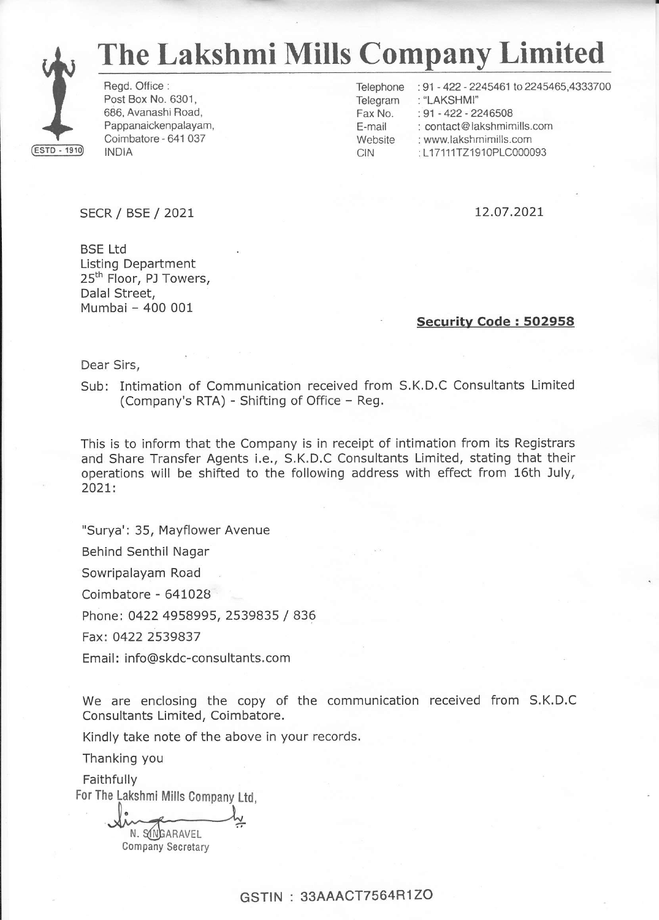# The Lakshmi Mills Company Limited

ESTD - 1910

Regd. Office :
Post Box No. 6301,
686, Avanashi Road,
Pappanaickenpalayam,
Coimbatore - 641 037
INDIA

Telephone : 91 - 422 - 2245461 to 2245465,4333700
Telegram : "LAKSHMI"
Fax No. : 91 - 422 - 2246508
E-mail : contact@lakshmimills.com
Website : www.lakshmimills.com
CIN : L17111TZ1910PLC000093

SECR / BSE / 2021

12.07.2021

BSE Ltd
Listing Department
25th Floor, PJ Towers,
Dalal Street,
Mumbai – 400 001

**Security Code : 502958**

Dear Sirs,

Sub: Intimation of Communication received from S.K.D.C Consultants Limited (Company's RTA) - Shifting of Office – Reg.

This is to inform that the Company is in receipt of intimation from its Registrars and Share Transfer Agents i.e., S.K.D.C Consultants Limited, stating that their operations will be shifted to the following address with effect from 16th July, 2021:

"Surya': 35, Mayflower Avenue

Behind Senthil Nagar

Sowripalayam Road

Coimbatore - 641028

Phone: 0422 4958995, 2539835 / 836

Fax: 0422 2539837

Email: info@skdc-consultants.com

We are enclosing the copy of the communication received from S.K.D.C Consultants Limited, Coimbatore.

Kindly take note of the above in your records.

Thanking you

Faithfully

For The Lakshmi Mills Company Ltd,

N. SINGARAVEL
Company Secretary

GSTIN : 33AAACT7564R1ZO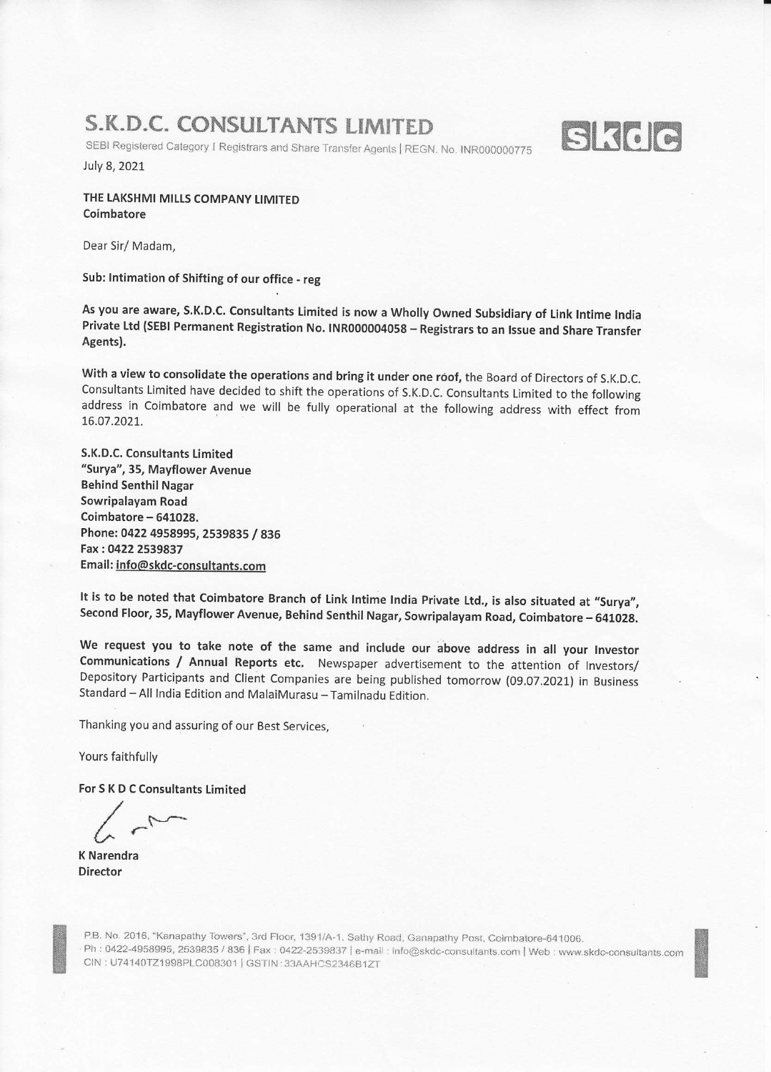# S.K.D.C. CONSULTANTS LIMITED

SEBI Registered Category I Registrars and Share Transfer Agents | REGN. No. INR000000775

July 8, 2021

**THE LAKSHMI MILLS COMPANY LIMITED**
**Coimbatore**

Dear Sir/ Madam,

**Sub: Intimation of Shifting of our office - reg**

**As you are aware, S.K.D.C. Consultants Limited is now a Wholly Owned Subsidiary of Link Intime India Private Ltd (SEBI Permanent Registration No. INR000004058 – Registrars to an Issue and Share Transfer Agents).**

**With a view to consolidate the operations and bring it under one roof,** the Board of Directors of S.K.D.C. Consultants Limited have decided to shift the operations of S.K.D.C. Consultants Limited to the following address in Coimbatore and we will be fully operational at the following address with effect from 16.07.2021.

**S.K.D.C. Consultants Limited**
**"Surya", 35, Mayflower Avenue**
**Behind Senthil Nagar**
**Sowripalayam Road**
**Coimbatore – 641028.**
**Phone: 0422 4958995, 2539835 / 836**
**Fax : 0422 2539837**
**Email: info@skdc-consultants.com**

**It is to be noted that Coimbatore Branch of Link Intime India Private Ltd., is also situated at "Surya", Second Floor, 35, Mayflower Avenue, Behind Senthil Nagar, Sowripalayam Road, Coimbatore – 641028.**

**We request you to take note of the same and include our above address in all your Investor Communications / Annual Reports etc.** Newspaper advertisement to the attention of Investors/ Depository Participants and Client Companies are being published tomorrow (09.07.2021) in Business Standard – All India Edition and MalaiMurasu – Tamilnadu Edition.

Thanking you and assuring of our Best Services,

Yours faithfully

**For S K D C Consultants Limited**

**K Narendra**
**Director**

P.B. No. 2016, "Kanapathy Towers", 3rd Floor, 1391/A-1, Sathy Road, Ganapathy Post, Coimbatore-641006.
Ph : 0422-4958995, 2539835 / 836 | Fax : 0422-2539837 | e-mail : info@skdc-consultants.com | Web : www.skdc-consultants.com
CIN : U74140TZ1998PLC008301 | GSTIN : 33AAHCS2346B1ZT